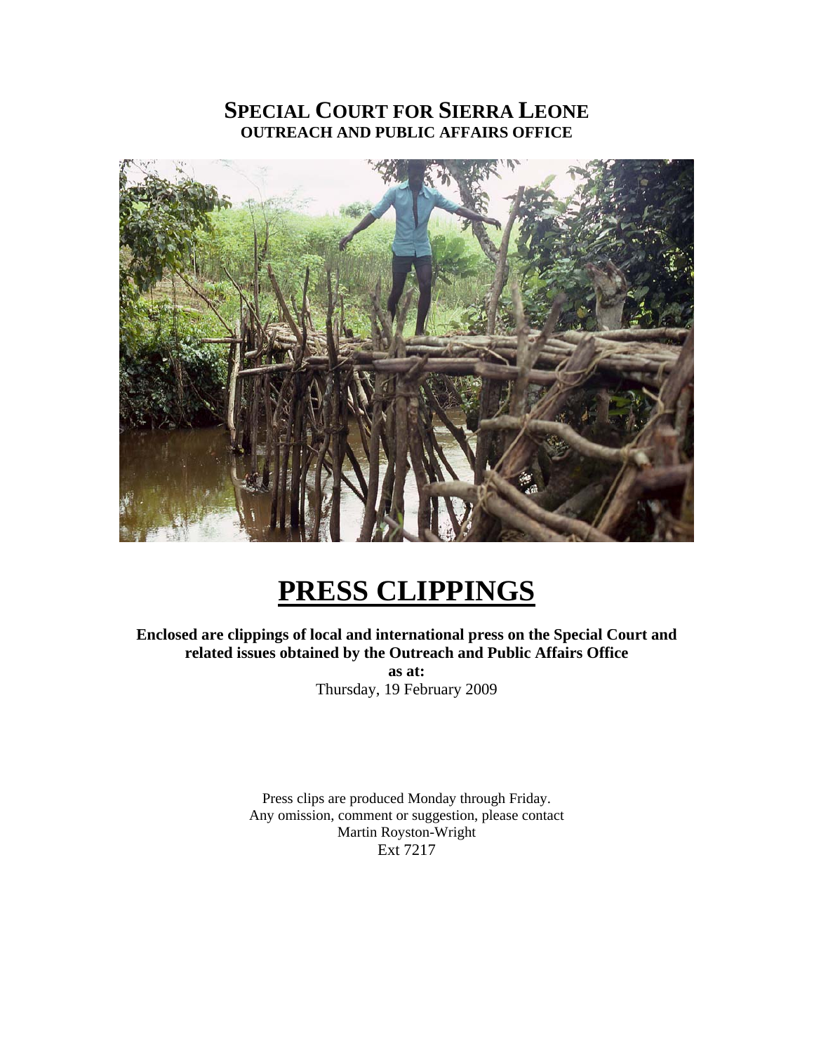# SPECIAL COURT FOR SIERRA LEONE
## OUTREACH AND PUBLIC AFFAIRS OFFICE

# PRESS CLIPPINGS

**Enclosed are clippings of local and international press on the Special Court and related issues obtained by the Outreach and Public Affairs Office**

**as at:**

Thursday, 19 February 2009

Press clips are produced Monday through Friday.
Any omission, comment or suggestion, please contact
Martin Royston-Wright
Ext 7217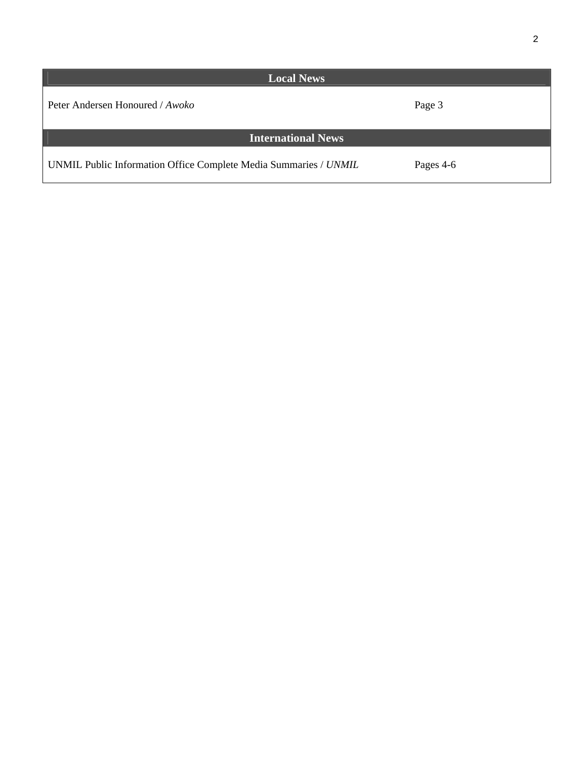| Local News | |
|---|---|
| Peter Andersen Honoured / *Awoko* | Page 3 |
| **International News** | |
| UNMIL Public Information Office Complete Media Summaries / *UNMIL* | Pages 4-6 |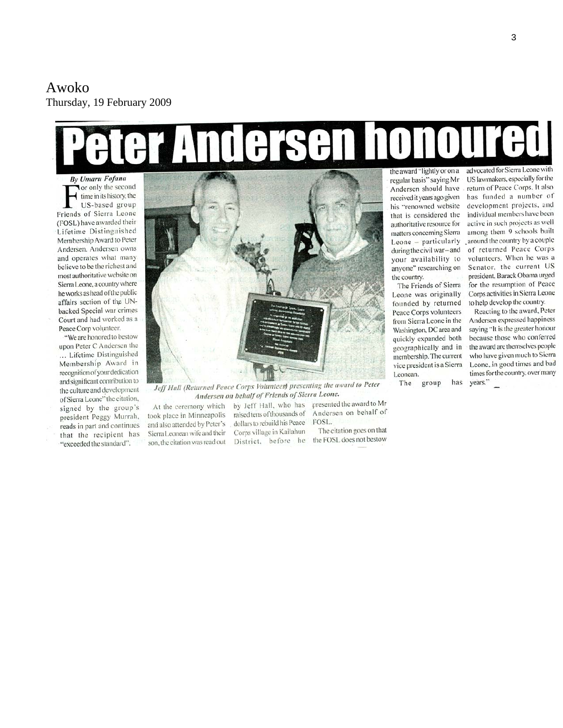Awoko
Thursday, 19 February 2009

# Peter Andersen honoured

*By Umaru Fofana*

For only the second time in its history, the US-based group Friends of Sierra Leone (FOSL) have awarded their Lifetime Distinguished Membership Award to Peter Andersen. Andersen owns and operates what many believe to be the richest and most authoritative website on Sierra Leone, a country where he works as head of the public affairs section of the UN-backed Special war crimes Court and had worked as a Peace Corp volunteer.

"We are honored to bestow upon Peter C Andersen the ... Lifetime Distinguished Membership Award in recognition of your dedication and significant contribution to the culture and development of Sierra Leone" the citation, signed by the group's president Peggy Murrah, reads in part and continues that the recipient has "exceeded the standard".

*Jeff Hall (Returned Peace Corps Volunteer) presenting the award to Peter Andersen on behalf of Friends of Sierra Leone.*

At the ceremony which took place in Minneapolis and also attended by Peter's Sierra Leonean wife and their son, the citation was read out by Jeff Hall, who has raised tens of thousands of dollars to rebuild his Peace Corps village in Kailahun District, before he presented the award to Mr Andersen on behalf of FOSL.

The citation goes on that the FOSL does not bestow the award "lightly or on a regular basis" saying Mr Andersen should have received it years ago given his "renowned website that is considered the authoritative resource for matters concerning Sierra Leone – particularly during the civil war – and your availability to anyone" researching on the country.

The Friends of Sierra Leone was originally founded by returned Peace Corps volunteers from Sierra Leone in the Washington, DC area and quickly expanded both geographically and in membership. The current vice president is a Sierra Leonean.

The group has advocated for Sierra Leone with US lawmakers, especially for the return of Peace Corps. It also has funded a number of development projects, and individual members have been active in such projects as well among them 9 schools built around the country by a couple of returned Peace Corps volunteers. When he was a Senator, the current US president, Barack Obama urged for the resumption of Peace Corps activities in Sierra Leone to help develop the country.

Reacting to the award, Peter Andersen expressed happiness saying "It is the greater honour because those who conferred the award are themselves people who have given much to Sierra Leone, in good times and bad times for the country, over many years."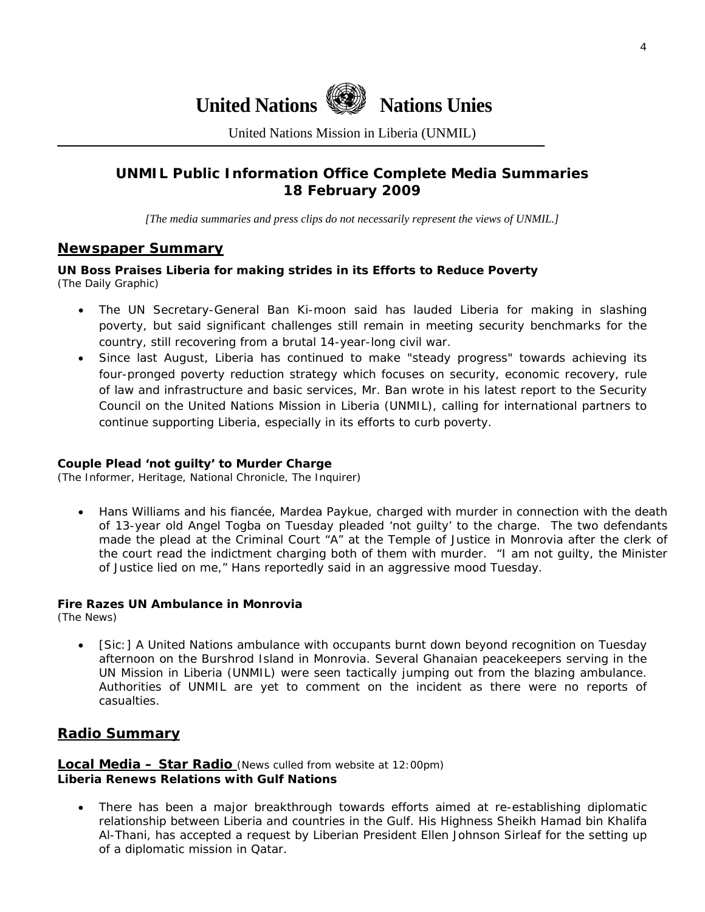United Nations Nations Unies

United Nations Mission in Liberia (UNMIL)

## UNMIL Public Information Office Complete Media Summaries
## 18 February 2009

*[The media summaries and press clips do not necessarily represent the views of UNMIL.]*

## Newspaper Summary

**UN Boss Praises Liberia for making strides in its Efforts to Reduce Poverty**
(The Daily Graphic)

- The UN Secretary-General Ban Ki-moon said has lauded Liberia for making in slashing poverty, but said significant challenges still remain in meeting security benchmarks for the country, still recovering from a brutal 14-year-long civil war.
- Since last August, Liberia has continued to make "steady progress" towards achieving its four-pronged poverty reduction strategy which focuses on security, economic recovery, rule of law and infrastructure and basic services, Mr. Ban wrote in his latest report to the Security Council on the United Nations Mission in Liberia (UNMIL), calling for international partners to continue supporting Liberia, especially in its efforts to curb poverty.

**Couple Plead 'not guilty' to Murder Charge**
(The Informer, Heritage, National Chronicle, The Inquirer)

- Hans Williams and his fiancée, Mardea Paykue, charged with murder in connection with the death of 13-year old Angel Togba on Tuesday pleaded 'not guilty' to the charge. The two defendants made the plead at the Criminal Court "A" at the Temple of Justice in Monrovia after the clerk of the court read the indictment charging both of them with murder. "I am not guilty, the Minister of Justice lied on me," Hans reportedly said in an aggressive mood Tuesday.

**Fire Razes UN Ambulance in Monrovia**
(The News)

- [Sic:] A United Nations ambulance with occupants burnt down beyond recognition on Tuesday afternoon on the Burshrod Island in Monrovia. Several Ghanaian peacekeepers serving in the UN Mission in Liberia (UNMIL) were seen tactically jumping out from the blazing ambulance. Authorities of UNMIL are yet to comment on the incident as there were no reports of casualties.

## Radio Summary

**Local Media – Star Radio** (News culled from website at 12:00pm)
**Liberia Renews Relations with Gulf Nations**

- There has been a major breakthrough towards efforts aimed at re-establishing diplomatic relationship between Liberia and countries in the Gulf. His Highness Sheikh Hamad bin Khalifa Al-Thani, has accepted a request by Liberian President Ellen Johnson Sirleaf for the setting up of a diplomatic mission in Qatar.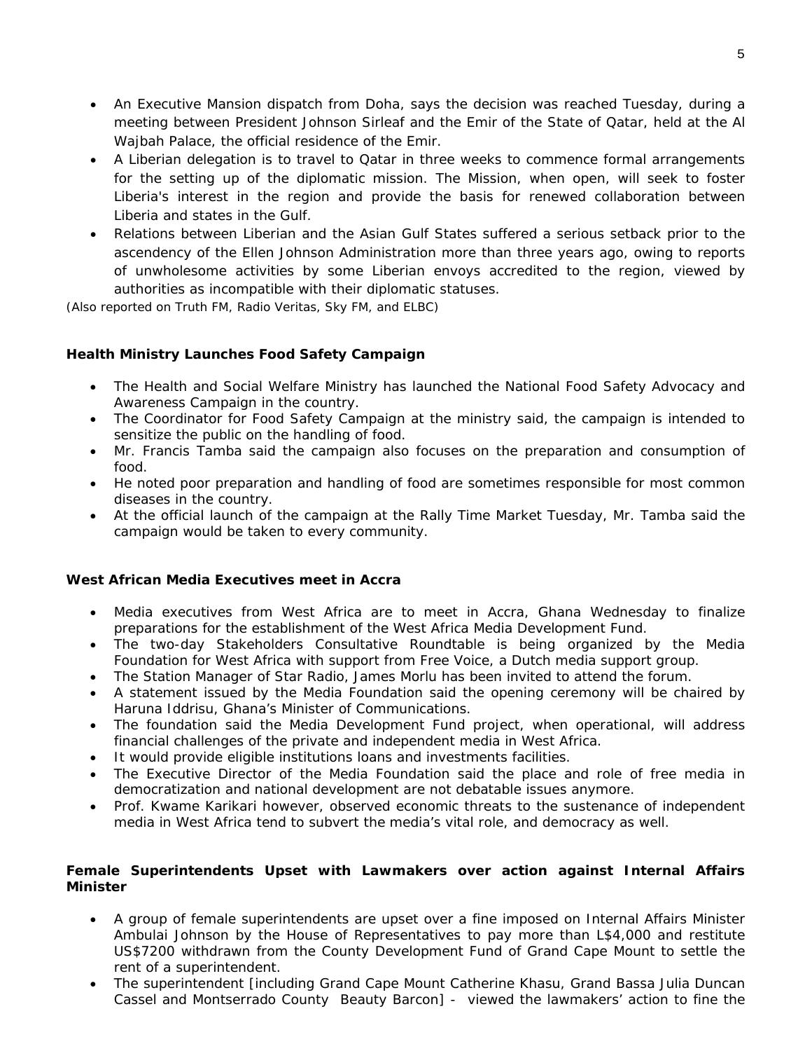- An Executive Mansion dispatch from Doha, says the decision was reached Tuesday, during a meeting between President Johnson Sirleaf and the Emir of the State of Qatar, held at the Al Wajbah Palace, the official residence of the Emir.
- A Liberian delegation is to travel to Qatar in three weeks to commence formal arrangements for the setting up of the diplomatic mission. The Mission, when open, will seek to foster Liberia's interest in the region and provide the basis for renewed collaboration between Liberia and states in the Gulf.
- Relations between Liberian and the Asian Gulf States suffered a serious setback prior to the ascendency of the Ellen Johnson Administration more than three years ago, owing to reports of unwholesome activities by some Liberian envoys accredited to the region, viewed by authorities as incompatible with their diplomatic statuses.

*(Also reported on Truth FM, Radio Veritas, Sky FM, and ELBC)*

**Health Ministry Launches Food Safety Campaign**

- The Health and Social Welfare Ministry has launched the National Food Safety Advocacy and Awareness Campaign in the country.
- The Coordinator for Food Safety Campaign at the ministry said, the campaign is intended to sensitize the public on the handling of food.
- Mr. Francis Tamba said the campaign also focuses on the preparation and consumption of food.
- He noted poor preparation and handling of food are sometimes responsible for most common diseases in the country.
- At the official launch of the campaign at the Rally Time Market Tuesday, Mr. Tamba said the campaign would be taken to every community.

**West African Media Executives meet in Accra**

- Media executives from West Africa are to meet in Accra, Ghana Wednesday to finalize preparations for the establishment of the West Africa Media Development Fund.
- The two-day Stakeholders Consultative Roundtable is being organized by the Media Foundation for West Africa with support from Free Voice, a Dutch media support group.
- The Station Manager of Star Radio, James Morlu has been invited to attend the forum.
- A statement issued by the Media Foundation said the opening ceremony will be chaired by Haruna Iddrisu, Ghana's Minister of Communications.
- The foundation said the Media Development Fund project, when operational, will address financial challenges of the private and independent media in West Africa.
- It would provide eligible institutions loans and investments facilities.
- The Executive Director of the Media Foundation said the place and role of free media in democratization and national development are not debatable issues anymore.
- Prof. Kwame Karikari however, observed economic threats to the sustenance of independent media in West Africa tend to subvert the media's vital role, and democracy as well.

**Female Superintendents Upset with Lawmakers over action against Internal Affairs Minister**

- A group of female superintendents are upset over a fine imposed on Internal Affairs Minister Ambulai Johnson by the House of Representatives to pay more than L$4,000 and restitute US$7200 withdrawn from the County Development Fund of Grand Cape Mount to settle the rent of a superintendent.
- The superintendent [including Grand Cape Mount Catherine Khasu, Grand Bassa Julia Duncan Cassel and Montserrado County Beauty Barcon] - viewed the lawmakers' action to fine the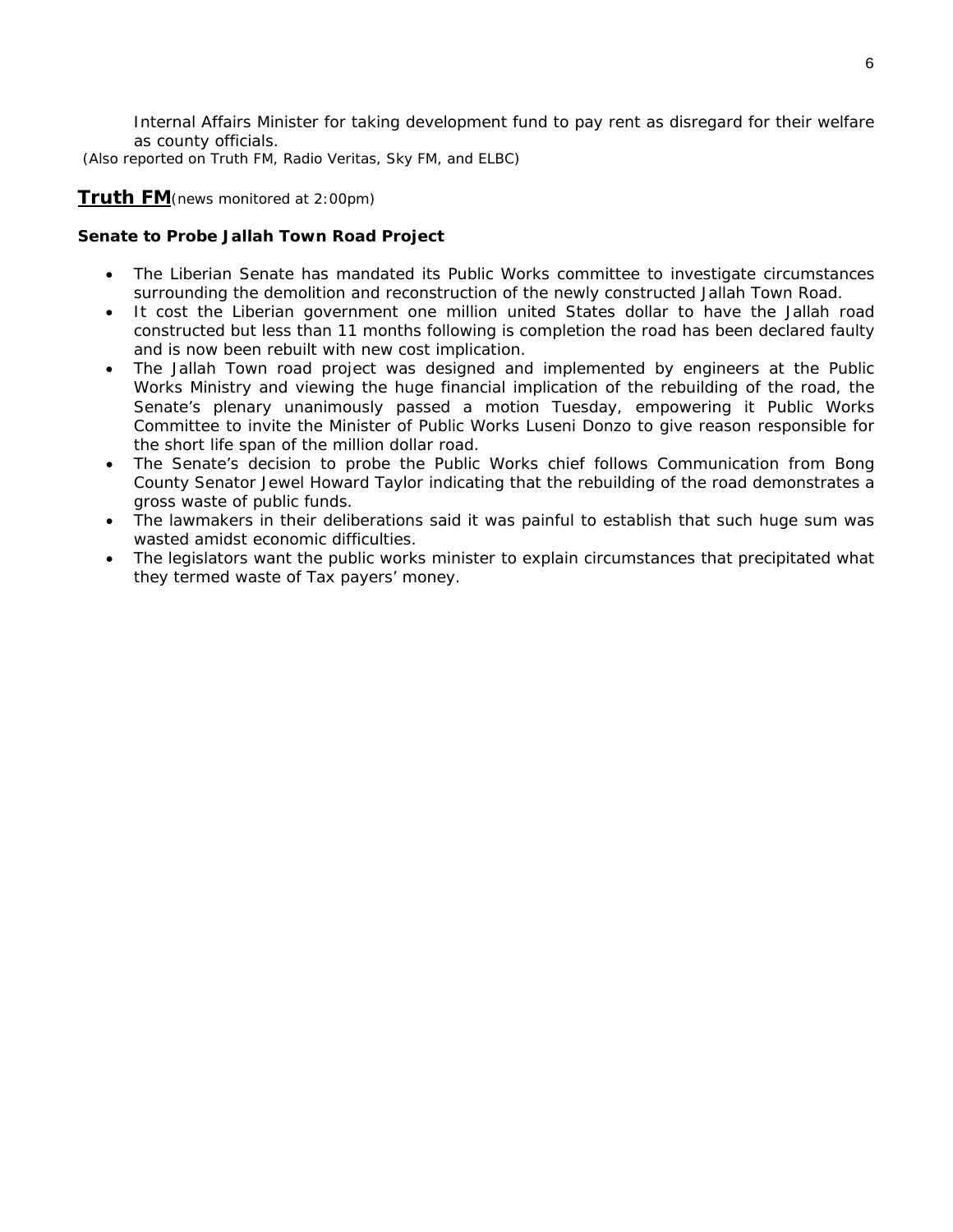Internal Affairs Minister for taking development fund to pay rent as disregard for their welfare as county officials.

*(Also reported on Truth FM, Radio Veritas, Sky FM, and ELBC)*

## **Truth FM**(news monitored at 2:00pm)

**Senate to Probe Jallah Town Road Project**

- The Liberian Senate has mandated its Public Works committee to investigate circumstances surrounding the demolition and reconstruction of the newly constructed Jallah Town Road.
- It cost the Liberian government one million united States dollar to have the Jallah road constructed but less than 11 months following is completion the road has been declared faulty and is now been rebuilt with new cost implication.
- The Jallah Town road project was designed and implemented by engineers at the Public Works Ministry and viewing the huge financial implication of the rebuilding of the road, the Senate's plenary unanimously passed a motion Tuesday, empowering it Public Works Committee to invite the Minister of Public Works Luseni Donzo to give reason responsible for the short life span of the million dollar road.
- The Senate's decision to probe the Public Works chief follows Communication from Bong County Senator Jewel Howard Taylor indicating that the rebuilding of the road demonstrates a gross waste of public funds.
- The lawmakers in their deliberations said it was painful to establish that such huge sum was wasted amidst economic difficulties.
- The legislators want the public works minister to explain circumstances that precipitated what they termed waste of Tax payers' money.